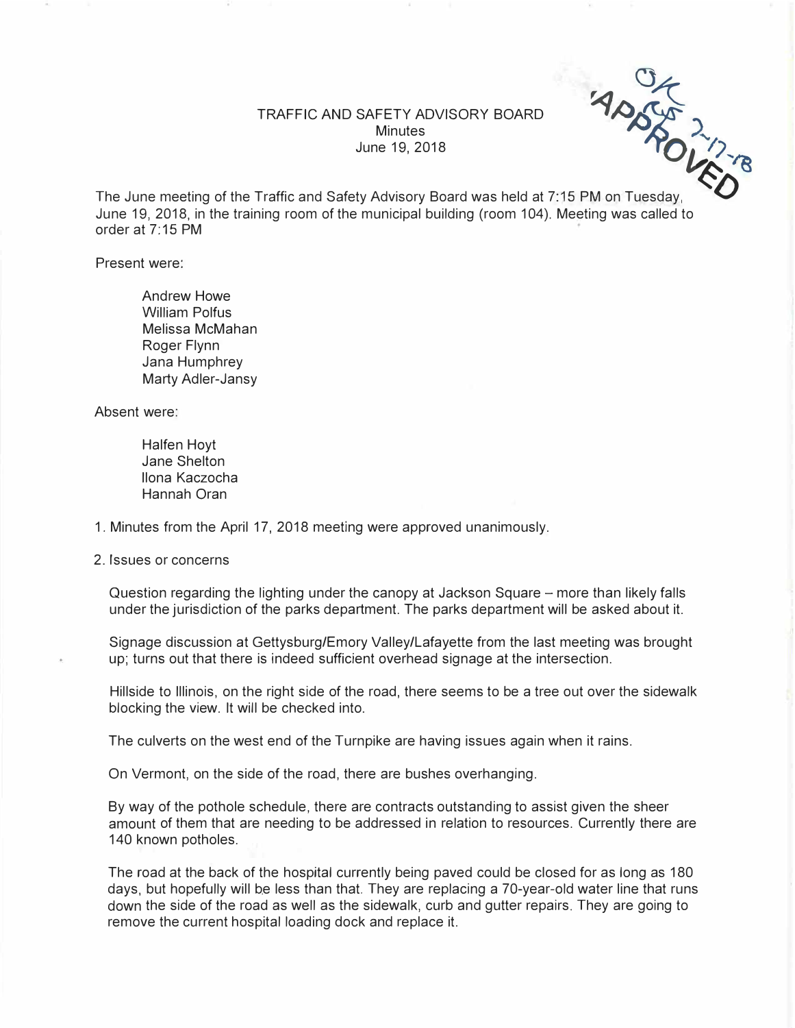TRAFFIC AND SAFETY ADVISORY BOARD
Minutes
June 19, 2018

APPROVED OK 7-17-18

The June meeting of the Traffic and Safety Advisory Board was held at 7:15 PM on Tuesday, June 19, 2018, in the training room of the municipal building (room 104). Meeting was called to order at 7:15 PM

Present were:

- Andrew Howe
- William Polfus
- Melissa McMahan
- Roger Flynn
- Jana Humphrey
- Marty Adler-Jansy

Absent were:

- Halfen Hoyt
- Jane Shelton
- Ilona Kaczocha
- Hannah Oran

1. Minutes from the April 17, 2018 meeting were approved unanimously.

2. Issues or concerns

   Question regarding the lighting under the canopy at Jackson Square – more than likely falls under the jurisdiction of the parks department. The parks department will be asked about it.

   Signage discussion at Gettysburg/Emory Valley/Lafayette from the last meeting was brought up; turns out that there is indeed sufficient overhead signage at the intersection.

   Hillside to Illinois, on the right side of the road, there seems to be a tree out over the sidewalk blocking the view. It will be checked into.

   The culverts on the west end of the Turnpike are having issues again when it rains.

   On Vermont, on the side of the road, there are bushes overhanging.

   By way of the pothole schedule, there are contracts outstanding to assist given the sheer amount of them that are needing to be addressed in relation to resources. Currently there are 140 known potholes.

   The road at the back of the hospital currently being paved could be closed for as long as 180 days, but hopefully will be less than that. They are replacing a 70-year-old water line that runs down the side of the road as well as the sidewalk, curb and gutter repairs. They are going to remove the current hospital loading dock and replace it.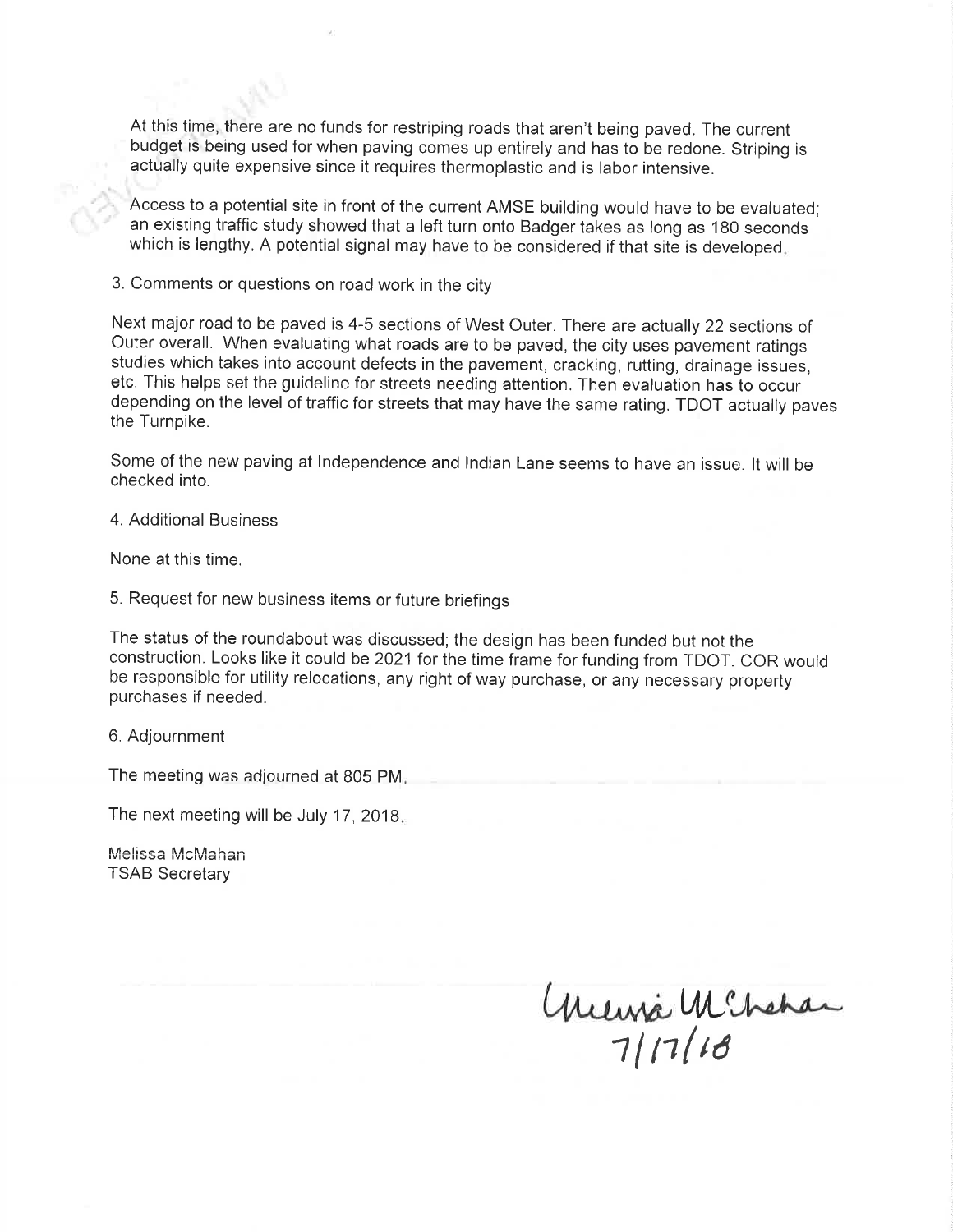At this time, there are no funds for restriping roads that aren't being paved. The current budget is being used for when paving comes up entirely and has to be redone. Striping is actually quite expensive since it requires thermoplastic and is labor intensive.

Access to a potential site in front of the current AMSE building would have to be evaluated; an existing traffic study showed that a left turn onto Badger takes as long as 180 seconds which is lengthy. A potential signal may have to be considered if that site is developed.

3. Comments or questions on road work in the city

Next major road to be paved is 4-5 sections of West Outer. There are actually 22 sections of Outer overall. When evaluating what roads are to be paved, the city uses pavement ratings studies which takes into account defects in the pavement, cracking, rutting, drainage issues, etc. This helps set the guideline for streets needing attention. Then evaluation has to occur depending on the level of traffic for streets that may have the same rating. TDOT actually paves the Turnpike.

Some of the new paving at Independence and Indian Lane seems to have an issue. It will be checked into.

4. Additional Business

None at this time.

5. Request for new business items or future briefings

The status of the roundabout was discussed; the design has been funded but not the construction. Looks like it could be 2021 for the time frame for funding from TDOT. COR would be responsible for utility relocations, any right of way purchase, or any necessary property purchases if needed.

6. Adjournment

The meeting was adjourned at 805 PM.

The next meeting will be July 17, 2018.

Melissa McMahan
TSAB Secretary

Melissa McMahan
7/17/18